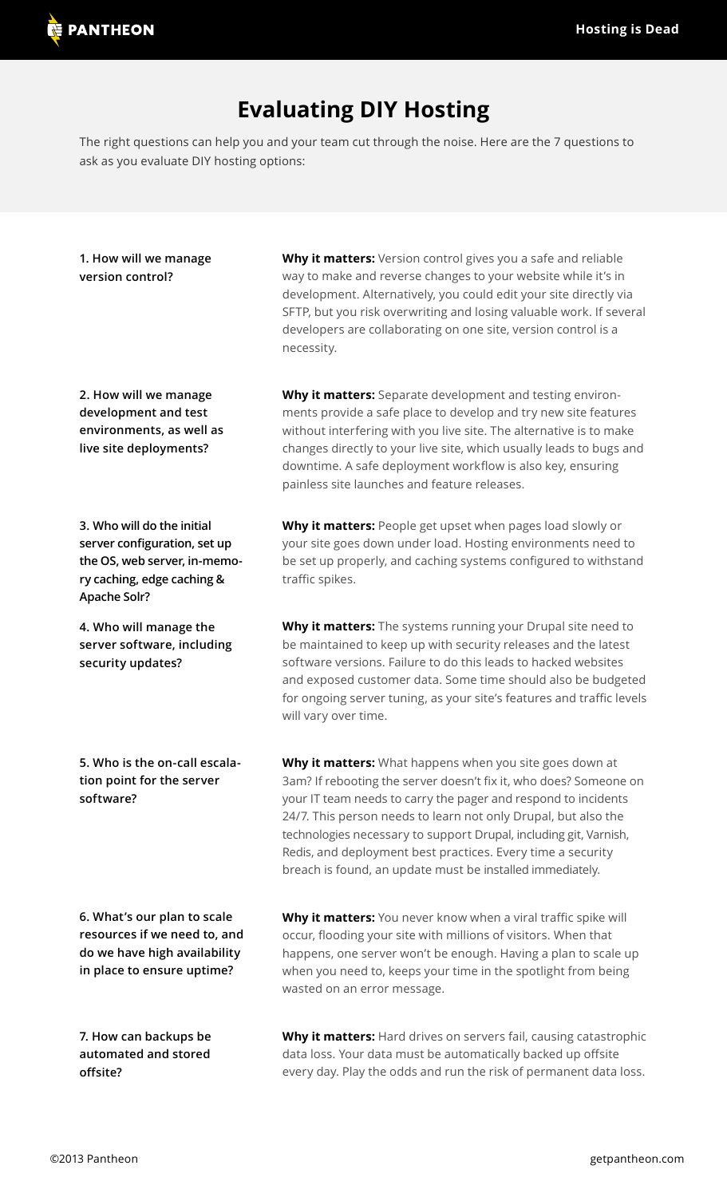# Evaluating DIY Hosting

The right questions can help you and your team cut through the noise. Here are the 7 questions to ask as you evaluate DIY hosting options:

**1. How will we manage version control?**

**Why it matters:** Version control gives you a safe and reliable way to make and reverse changes to your website while it's in development. Alternatively, you could edit your site directly via SFTP, but you risk overwriting and losing valuable work. If several developers are collaborating on one site, version control is a necessity.

**2. How will we manage development and test environments, as well as live site deployments?**

**Why it matters:** Separate development and testing environments provide a safe place to develop and try new site features without interfering with you live site. The alternative is to make changes directly to your live site, which usually leads to bugs and downtime. A safe deployment workflow is also key, ensuring painless site launches and feature releases.

**3. Who will do the initial server configuration, set up the OS, web server, in-memory caching, edge caching & Apache Solr?**

**Why it matters:** People get upset when pages load slowly or your site goes down under load. Hosting environments need to be set up properly, and caching systems configured to withstand traffic spikes.

**4. Who will manage the server software, including security updates?**

**Why it matters:** The systems running your Drupal site need to be maintained to keep up with security releases and the latest software versions. Failure to do this leads to hacked websites and exposed customer data. Some time should also be budgeted for ongoing server tuning, as your site's features and traffic levels will vary over time.

**5. Who is the on-call escalation point for the server software?**

**Why it matters:** What happens when you site goes down at 3am? If rebooting the server doesn't fix it, who does? Someone on your IT team needs to carry the pager and respond to incidents 24/7. This person needs to learn not only Drupal, but also the technologies necessary to support Drupal, including git, Varnish, Redis, and deployment best practices. Every time a security breach is found, an update must be installed immediately.

**6. What's our plan to scale resources if we need to, and do we have high availability in place to ensure uptime?**

**Why it matters:** You never know when a viral traffic spike will occur, flooding your site with millions of visitors. When that happens, one server won't be enough. Having a plan to scale up when you need to, keeps your time in the spotlight from being wasted on an error message.

**7. How can backups be automated and stored offsite?**

**Why it matters:** Hard drives on servers fail, causing catastrophic data loss. Your data must be automatically backed up offsite every day. Play the odds and run the risk of permanent data loss.

©2013 Pantheon getpantheon.com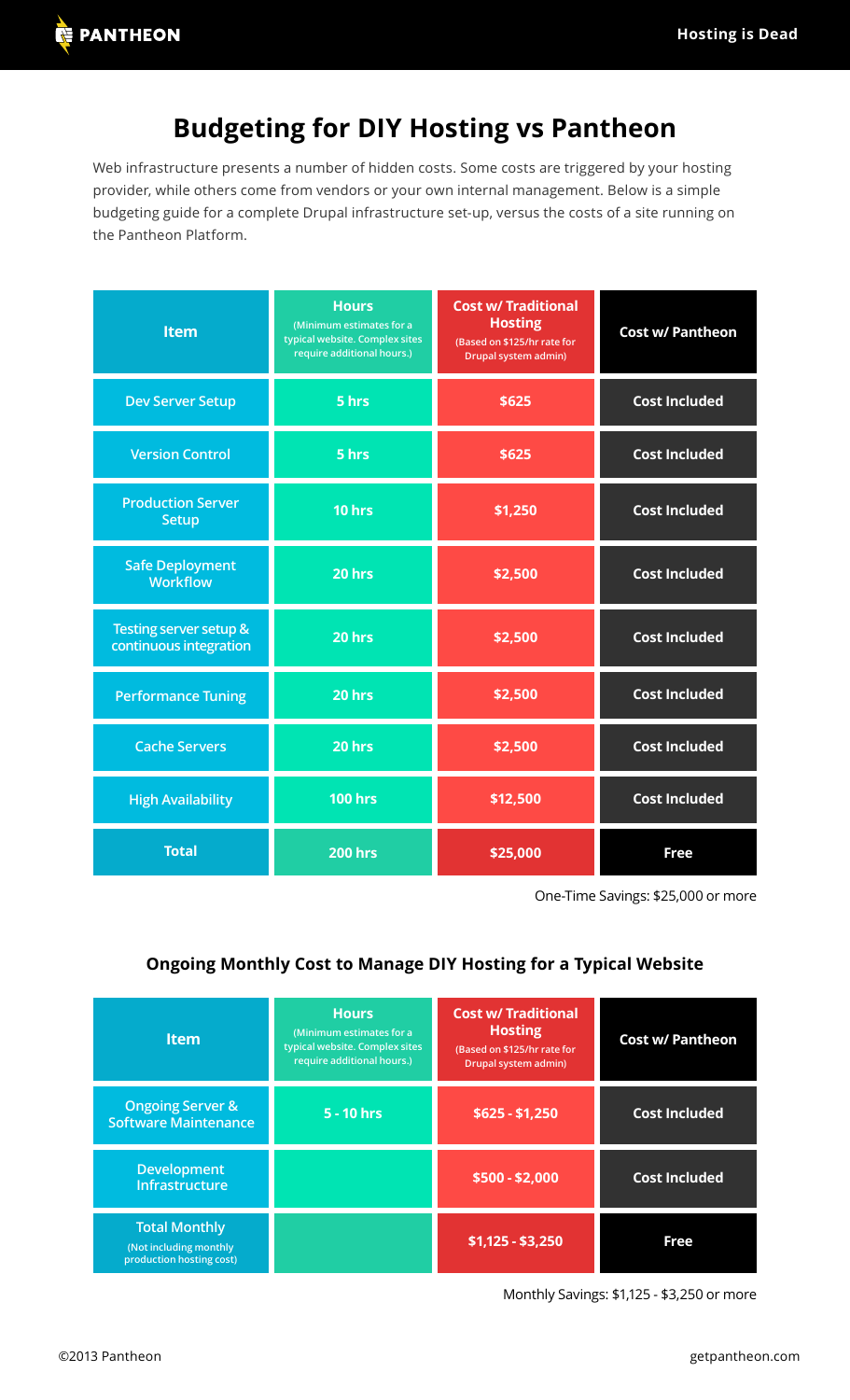# Budgeting for DIY Hosting vs Pantheon

Web infrastructure presents a number of hidden costs. Some costs are triggered by your hosting provider, while others come from vendors or your own internal management. Below is a simple budgeting guide for a complete Drupal infrastructure set-up, versus the costs of a site running on the Pantheon Platform.

| Item | Hours (Minimum estimates for a typical website. Complex sites require additional hours.) | Cost w/ Traditional Hosting (Based on $125/hr rate for Drupal system admin) | Cost w/ Pantheon |
|---|---|---|---|
| Dev Server Setup | 5 hrs | $625 | Cost Included |
| Version Control | 5 hrs | $625 | Cost Included |
| Production Server Setup | 10 hrs | $1,250 | Cost Included |
| Safe Deployment Workflow | 20 hrs | $2,500 | Cost Included |
| Testing server setup & continuous integration | 20 hrs | $2,500 | Cost Included |
| Performance Tuning | 20 hrs | $2,500 | Cost Included |
| Cache Servers | 20 hrs | $2,500 | Cost Included |
| High Availability | 100 hrs | $12,500 | Cost Included |
| **Total** | **200 hrs** | **$25,000** | **Free** |

One-Time Savings: $25,000 or more

### Ongoing Monthly Cost to Manage DIY Hosting for a Typical Website

| Item | Hours (Minimum estimates for a typical website. Complex sites require additional hours.) | Cost w/ Traditional Hosting (Based on $125/hr rate for Drupal system admin) | Cost w/ Pantheon |
|---|---|---|---|
| Ongoing Server & Software Maintenance | 5 - 10 hrs | $625 - $1,250 | Cost Included |
| Development Infrastructure | | $500 - $2,000 | Cost Included |
| **Total Monthly** (Not including monthly production hosting cost) | | **$1,125 - $3,250** | **Free** |

Monthly Savings: $1,125 - $3,250 or more

©2013 Pantheon

getpantheon.com